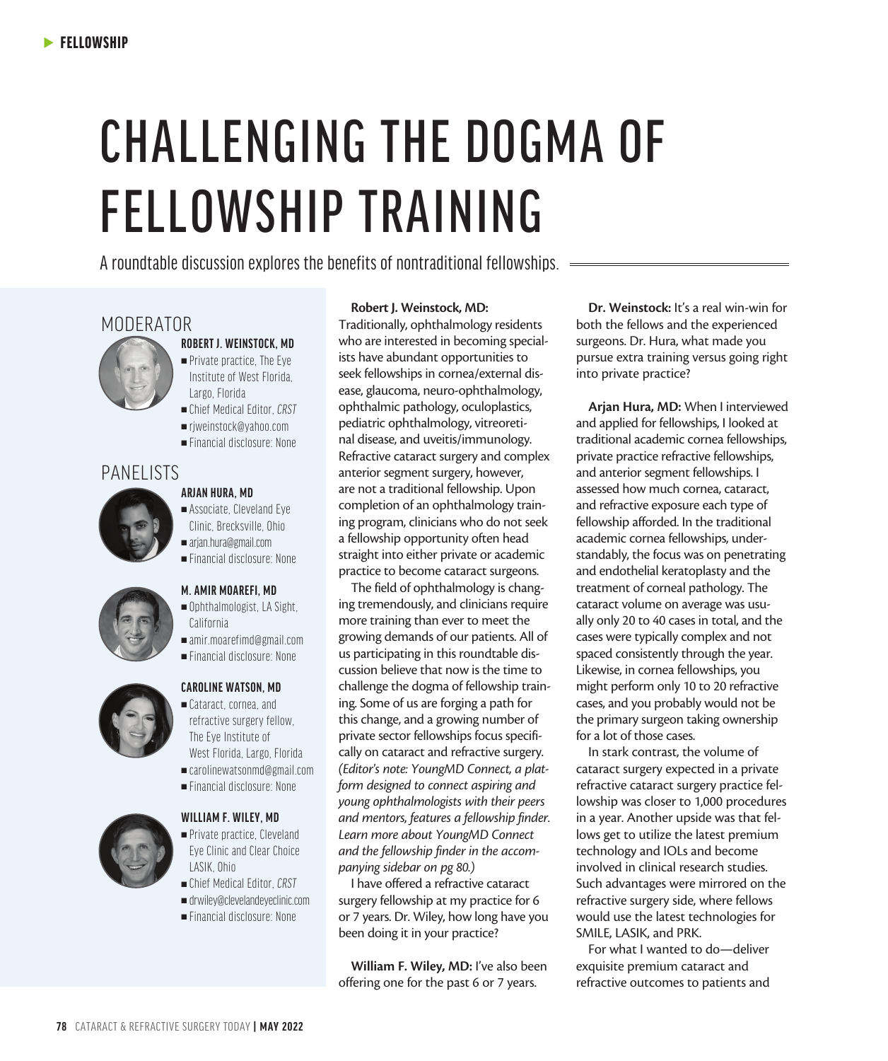# CHALLENGING THE DOGMA OF FELLOWSHIP TRAINING

A roundtable discussion explores the benefits of nontraditional fellowships.

## MODERATOR

**ROBERT J. WEINSTOCK, MD**
- Private practice, The Eye Institute of West Florida, Largo, Florida
- Chief Medical Editor, *CRST*
- rjweinstock@yahoo.com
- Financial disclosure: None

## PANELISTS

**ARJAN HURA, MD**
- Associate, Cleveland Eye Clinic, Brecksville, Ohio
- arjan.hura@gmail.com
- Financial disclosure: None

**M. AMIR MOAREFI, MD**
- Ophthalmologist, LA Sight, California
- amir.moarefimd@gmail.com
- Financial disclosure: None

**CAROLINE WATSON, MD**
- Cataract, cornea, and refractive surgery fellow, The Eye Institute of West Florida, Largo, Florida
- carolinewatsonmd@gmail.com
- Financial disclosure: None

**WILLIAM F. WILEY, MD**
- Private practice, Cleveland Eye Clinic and Clear Choice LASIK, Ohio
- Chief Medical Editor, *CRST*
- drwiley@clevelandeyeclinic.com
- Financial disclosure: None

**Robert J. Weinstock, MD:** Traditionally, ophthalmology residents who are interested in becoming specialists have abundant opportunities to seek fellowships in cornea/external disease, glaucoma, neuro-ophthalmology, ophthalmic pathology, oculoplastics, pediatric ophthalmology, vitreoretinal disease, and uveitis/immunology. Refractive cataract surgery and complex anterior segment surgery, however, are not a traditional fellowship. Upon completion of an ophthalmology training program, clinicians who do not seek a fellowship opportunity often head straight into either private or academic practice to become cataract surgeons.

The field of ophthalmology is changing tremendously, and clinicians require more training than ever to meet the growing demands of our patients. All of us participating in this roundtable discussion believe that now is the time to challenge the dogma of fellowship training. Some of us are forging a path for this change, and a growing number of private sector fellowships focus specifically on cataract and refractive surgery. *(Editor's note: YoungMD Connect, a platform designed to connect aspiring and young ophthalmologists with their peers and mentors, features a fellowship finder. Learn more about YoungMD Connect and the fellowship finder in the accompanying sidebar on pg 80.)*

I have offered a refractive cataract surgery fellowship at my practice for 6 or 7 years. Dr. Wiley, how long have you been doing it in your practice?

**William F. Wiley, MD:** I've also been offering one for the past 6 or 7 years.

**Dr. Weinstock:** It's a real win-win for both the fellows and the experienced surgeons. Dr. Hura, what made you pursue extra training versus going right into private practice?

**Arjan Hura, MD:** When I interviewed and applied for fellowships, I looked at traditional academic cornea fellowships, private practice refractive fellowships, and anterior segment fellowships. I assessed how much cornea, cataract, and refractive exposure each type of fellowship afforded. In the traditional academic cornea fellowships, understandably, the focus was on penetrating and endothelial keratoplasty and the treatment of corneal pathology. The cataract volume on average was usually only 20 to 40 cases in total, and the cases were typically complex and not spaced consistently through the year. Likewise, in cornea fellowships, you might perform only 10 to 20 refractive cases, and you probably would not be the primary surgeon taking ownership for a lot of those cases.

In stark contrast, the volume of cataract surgery expected in a private refractive cataract surgery practice fellowship was closer to 1,000 procedures in a year. Another upside was that fellows get to utilize the latest premium technology and IOLs and become involved in clinical research studies. Such advantages were mirrored on the refractive surgery side, where fellows would use the latest technologies for SMILE, LASIK, and PRK.

For what I wanted to do—deliver exquisite premium cataract and refractive outcomes to patients and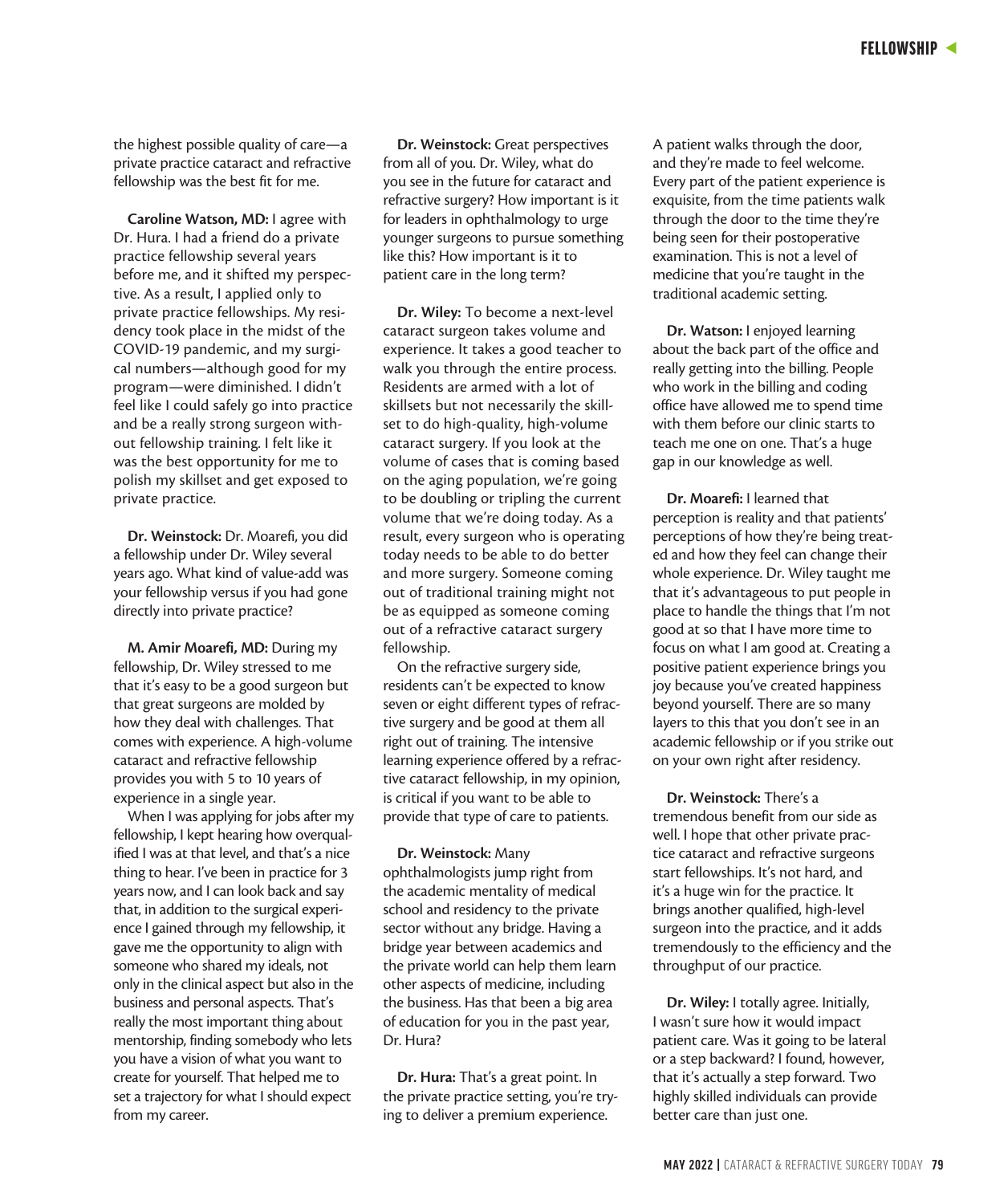the highest possible quality of care—a private practice cataract and refractive fellowship was the best fit for me.

**Caroline Watson, MD:** I agree with Dr. Hura. I had a friend do a private practice fellowship several years before me, and it shifted my perspective. As a result, I applied only to private practice fellowships. My residency took place in the midst of the COVID-19 pandemic, and my surgical numbers—although good for my program—were diminished. I didn't feel like I could safely go into practice and be a really strong surgeon without fellowship training. I felt like it was the best opportunity for me to polish my skillset and get exposed to private practice.

**Dr. Weinstock:** Dr. Moarefi, you did a fellowship under Dr. Wiley several years ago. What kind of value-add was your fellowship versus if you had gone directly into private practice?

**M. Amir Moarefi, MD:** During my fellowship, Dr. Wiley stressed to me that it's easy to be a good surgeon but that great surgeons are molded by how they deal with challenges. That comes with experience. A high-volume cataract and refractive fellowship provides you with 5 to 10 years of experience in a single year.

When I was applying for jobs after my fellowship, I kept hearing how overqualified I was at that level, and that's a nice thing to hear. I've been in practice for 3 years now, and I can look back and say that, in addition to the surgical experience I gained through my fellowship, it gave me the opportunity to align with someone who shared my ideals, not only in the clinical aspect but also in the business and personal aspects. That's really the most important thing about mentorship, finding somebody who lets you have a vision of what you want to create for yourself. That helped me to set a trajectory for what I should expect from my career.

**Dr. Weinstock:** Great perspectives from all of you. Dr. Wiley, what do you see in the future for cataract and refractive surgery? How important is it for leaders in ophthalmology to urge younger surgeons to pursue something like this? How important is it to patient care in the long term?

**Dr. Wiley:** To become a next-level cataract surgeon takes volume and experience. It takes a good teacher to walk you through the entire process. Residents are armed with a lot of skillsets but not necessarily the skillset to do high-quality, high-volume cataract surgery. If you look at the volume of cases that is coming based on the aging population, we're going to be doubling or tripling the current volume that we're doing today. As a result, every surgeon who is operating today needs to be able to do better and more surgery. Someone coming out of traditional training might not be as equipped as someone coming out of a refractive cataract surgery fellowship.

On the refractive surgery side, residents can't be expected to know seven or eight different types of refractive surgery and be good at them all right out of training. The intensive learning experience offered by a refractive cataract fellowship, in my opinion, is critical if you want to be able to provide that type of care to patients.

**Dr. Weinstock:** Many ophthalmologists jump right from the academic mentality of medical school and residency to the private sector without any bridge. Having a bridge year between academics and the private world can help them learn other aspects of medicine, including the business. Has that been a big area of education for you in the past year, Dr. Hura?

**Dr. Hura:** That's a great point. In the private practice setting, you're trying to deliver a premium experience. A patient walks through the door, and they're made to feel welcome. Every part of the patient experience is exquisite, from the time patients walk through the door to the time they're being seen for their postoperative examination. This is not a level of medicine that you're taught in the traditional academic setting.

**Dr. Watson:** I enjoyed learning about the back part of the office and really getting into the billing. People who work in the billing and coding office have allowed me to spend time with them before our clinic starts to teach me one on one. That's a huge gap in our knowledge as well.

**Dr. Moarefi:** I learned that perception is reality and that patients' perceptions of how they're being treated and how they feel can change their whole experience. Dr. Wiley taught me that it's advantageous to put people in place to handle the things that I'm not good at so that I have more time to focus on what I am good at. Creating a positive patient experience brings you joy because you've created happiness beyond yourself. There are so many layers to this that you don't see in an academic fellowship or if you strike out on your own right after residency.

**Dr. Weinstock:** There's a tremendous benefit from our side as well. I hope that other private practice cataract and refractive surgeons start fellowships. It's not hard, and it's a huge win for the practice. It brings another qualified, high-level surgeon into the practice, and it adds tremendously to the efficiency and the throughput of our practice.

**Dr. Wiley:** I totally agree. Initially, I wasn't sure how it would impact patient care. Was it going to be lateral or a step backward? I found, however, that it's actually a step forward. Two highly skilled individuals can provide better care than just one.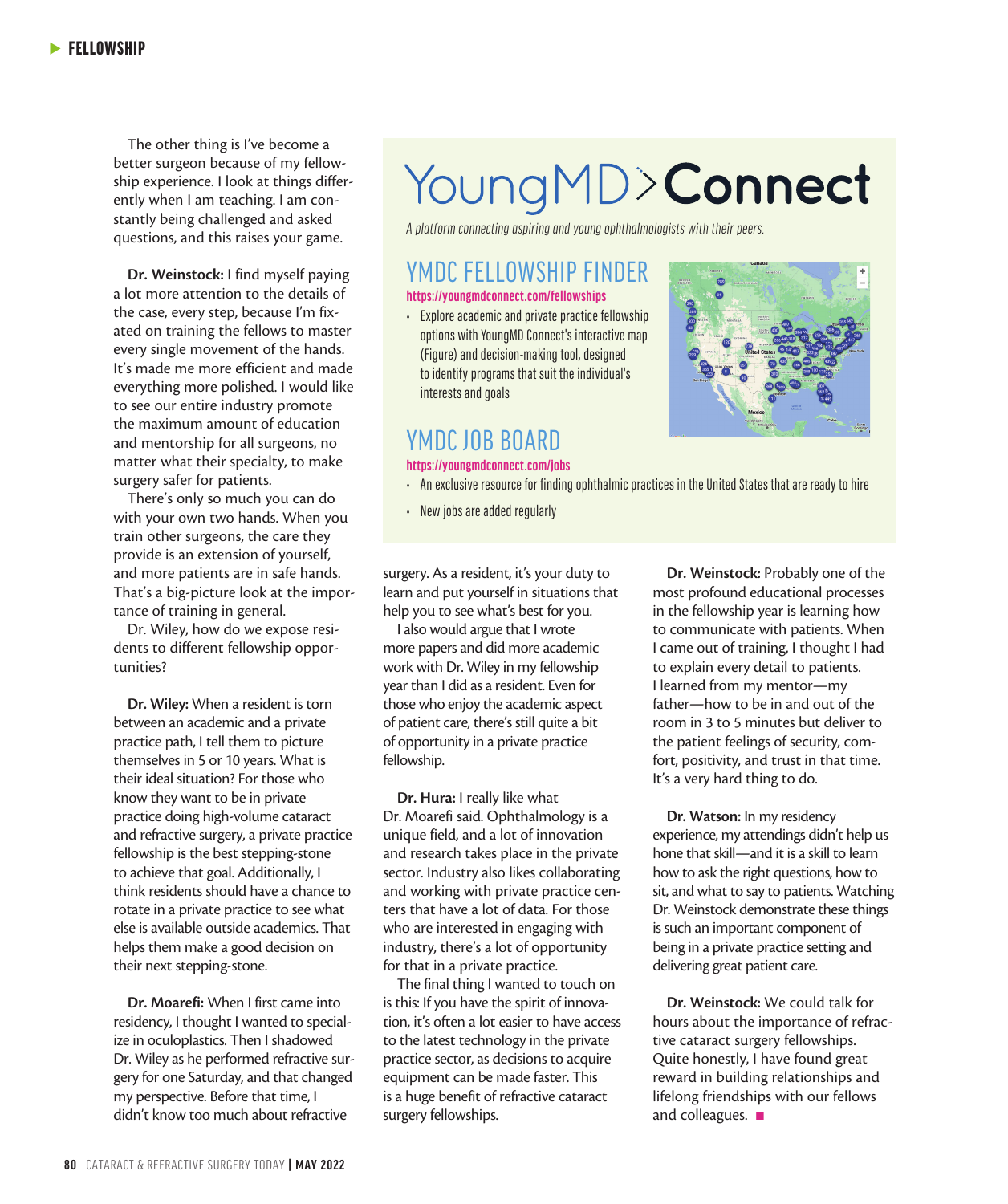The other thing is I've become a better surgeon because of my fellowship experience. I look at things differently when I am teaching. I am constantly being challenged and asked questions, and this raises your game.

**Dr. Weinstock:** I find myself paying a lot more attention to the details of the case, every step, because I'm fixated on training the fellows to master every single movement of the hands. It's made me more efficient and made everything more polished. I would like to see our entire industry promote the maximum amount of education and mentorship for all surgeons, no matter what their specialty, to make surgery safer for patients.

There's only so much you can do with your own two hands. When you train other surgeons, the care they provide is an extension of yourself, and more patients are in safe hands. That's a big-picture look at the importance of training in general.

Dr. Wiley, how do we expose residents to different fellowship opportunities?

**Dr. Wiley:** When a resident is torn between an academic and a private practice path, I tell them to picture themselves in 5 or 10 years. What is their ideal situation? For those who know they want to be in private practice doing high-volume cataract and refractive surgery, a private practice fellowship is the best stepping-stone to achieve that goal. Additionally, I think residents should have a chance to rotate in a private practice to see what else is available outside academics. That helps them make a good decision on their next stepping-stone.

**Dr. Moarefi:** When I first came into residency, I thought I wanted to specialize in oculoplastics. Then I shadowed Dr. Wiley as he performed refractive surgery for one Saturday, and that changed my perspective. Before that time, I didn't know too much about refractive surgery. As a resident, it's your duty to learn and put yourself in situations that help you to see what's best for you.

I also would argue that I wrote more papers and did more academic work with Dr. Wiley in my fellowship year than I did as a resident. Even for those who enjoy the academic aspect of patient care, there's still quite a bit of opportunity in a private practice fellowship.

**Dr. Hura:** I really like what Dr. Moarefi said. Ophthalmology is a unique field, and a lot of innovation and research takes place in the private sector. Industry also likes collaborating and working with private practice centers that have a lot of data. For those who are interested in engaging with industry, there's a lot of opportunity for that in a private practice.

The final thing I wanted to touch on is this: If you have the spirit of innovation, it's often a lot easier to have access to the latest technology in the private practice sector, as decisions to acquire equipment can be made faster. This is a huge benefit of refractive cataract surgery fellowships.

**Dr. Weinstock:** Probably one of the most profound educational processes in the fellowship year is learning how to communicate with patients. When I came out of training, I thought I had to explain every detail to patients. I learned from my mentor—my father—how to be in and out of the room in 3 to 5 minutes but deliver to the patient feelings of security, comfort, positivity, and trust in that time. It's a very hard thing to do.

**Dr. Watson:** In my residency experience, my attendings didn't help us hone that skill—and it is a skill to learn how to ask the right questions, how to sit, and what to say to patients. Watching Dr. Weinstock demonstrate these things is such an important component of being in a private practice setting and delivering great patient care.

**Dr. Weinstock:** We could talk for hours about the importance of refractive cataract surgery fellowships. Quite honestly, I have found great reward in building relationships and lifelong friendships with our fellows and colleagues. ■

---

# YoungMD>Connect

*A platform connecting aspiring and young ophthalmologists with their peers.*

## YMDC FELLOWSHIP FINDER

https://youngmdconnect.com/fellowships

- Explore academic and private practice fellowship options with YoungMD Connect's interactive map (Figure) and decision-making tool, designed to identify programs that suit the individual's interests and goals

## YMDC JOB BOARD

https://youngmdconnect.com/jobs

- An exclusive resource for finding ophthalmic practices in the United States that are ready to hire
- New jobs are added regularly